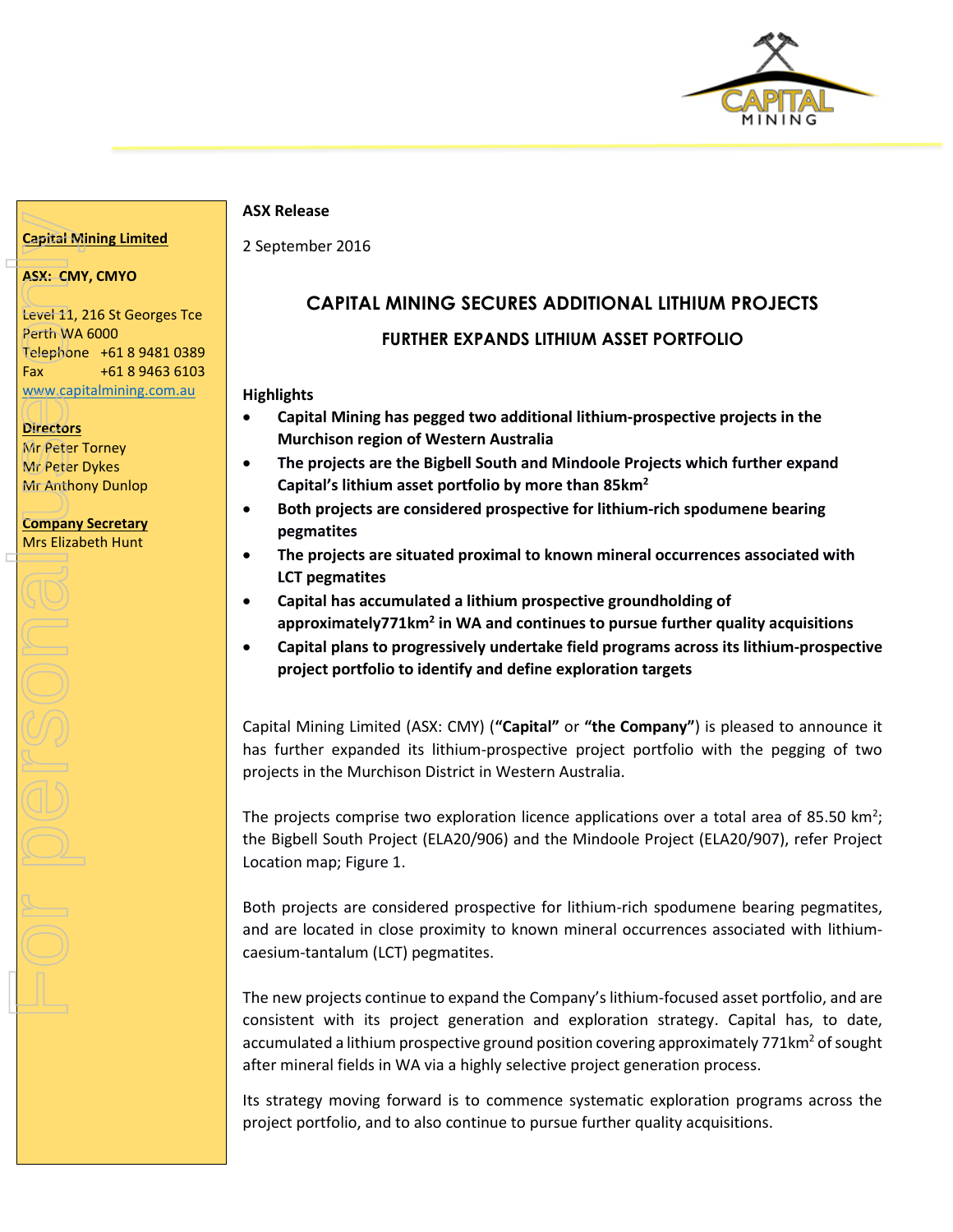**Capital Mining Limited**

**ASX: CMY, CMYO**

Level 11, 216 St Georges Tce
Perth WA 6000
Telephone +61 8 9481 0389
Fax +61 8 9463 6103
www.capitalmining.com.au

**Directors**
Mr Peter Torney
Mr Peter Dykes
Mr Anthony Dunlop

**Company Secretary**
Mrs Elizabeth Hunt

**ASX Release**

2 September 2016

# CAPITAL MINING SECURES ADDITIONAL LITHIUM PROJECTS

## FURTHER EXPANDS LITHIUM ASSET PORTFOLIO

**Highlights**

- **Capital Mining has pegged two additional lithium-prospective projects in the Murchison region of Western Australia**
- **The projects are the Bigbell South and Mindoole Projects which further expand Capital's lithium asset portfolio by more than 85km$^2$**
- **Both projects are considered prospective for lithium-rich spodumene bearing pegmatites**
- **The projects are situated proximal to known mineral occurrences associated with LCT pegmatites**
- **Capital has accumulated a lithium prospective groundholding of approximately771km$^2$ in WA and continues to pursue further quality acquisitions**
- **Capital plans to progressively undertake field programs across its lithium-prospective project portfolio to identify and define exploration targets**

Capital Mining Limited (ASX: CMY) (**"Capital"** or **"the Company"**) is pleased to announce it has further expanded its lithium-prospective project portfolio with the pegging of two projects in the Murchison District in Western Australia.

The projects comprise two exploration licence applications over a total area of 85.50 km$^2$; the Bigbell South Project (ELA20/906) and the Mindoole Project (ELA20/907), refer Project Location map; Figure 1.

Both projects are considered prospective for lithium-rich spodumene bearing pegmatites, and are located in close proximity to known mineral occurrences associated with lithium-caesium-tantalum (LCT) pegmatites.

The new projects continue to expand the Company's lithium-focused asset portfolio, and are consistent with its project generation and exploration strategy. Capital has, to date, accumulated a lithium prospective ground position covering approximately 771km$^2$ of sought after mineral fields in WA via a highly selective project generation process.

Its strategy moving forward is to commence systematic exploration programs across the project portfolio, and to also continue to pursue further quality acquisitions.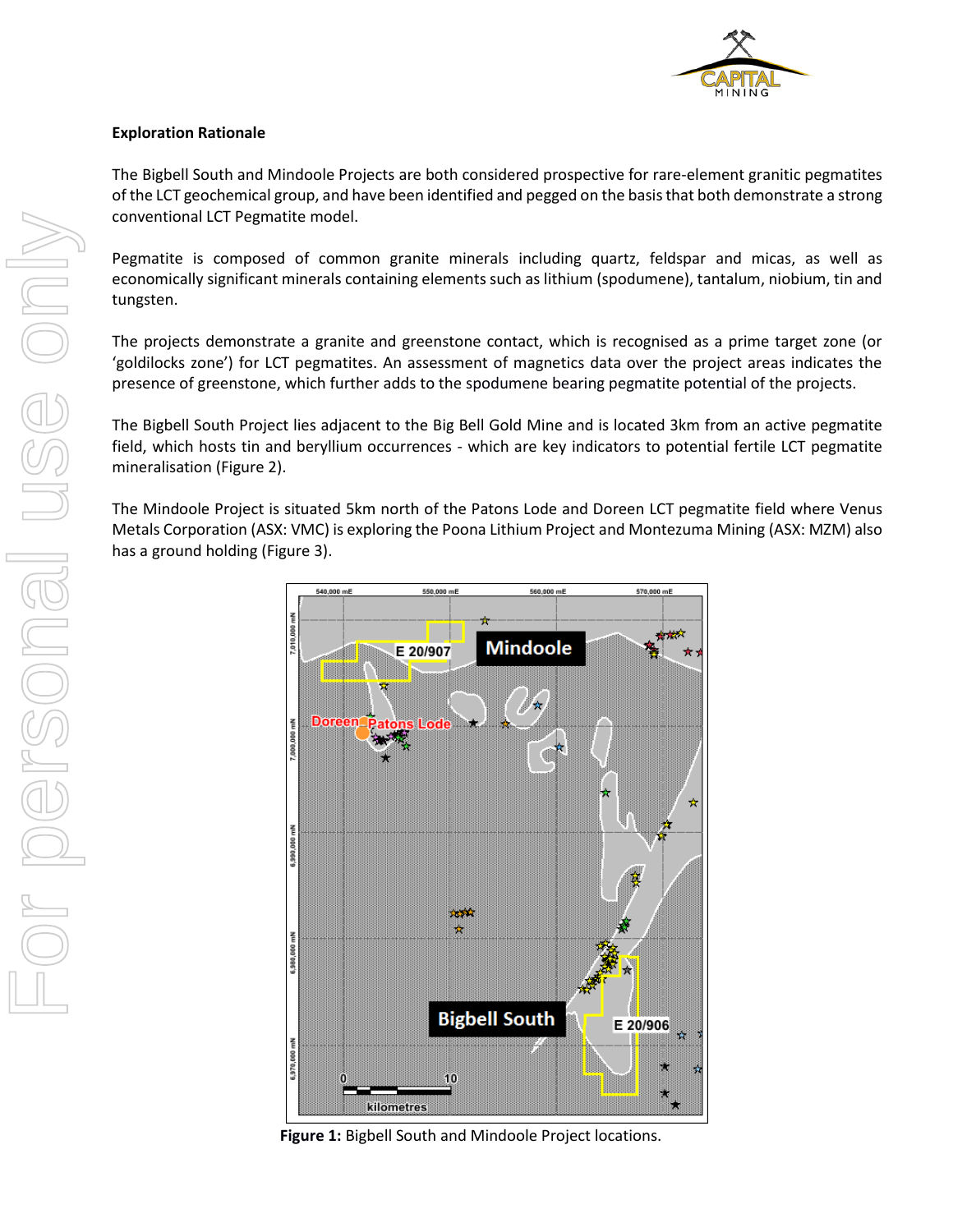**Exploration Rationale**

The Bigbell South and Mindoole Projects are both considered prospective for rare-element granitic pegmatites of the LCT geochemical group, and have been identified and pegged on the basis that both demonstrate a strong conventional LCT Pegmatite model.

Pegmatite is composed of common granite minerals including quartz, feldspar and micas, as well as economically significant minerals containing elements such as lithium (spodumene), tantalum, niobium, tin and tungsten.

The projects demonstrate a granite and greenstone contact, which is recognised as a prime target zone (or 'goldilocks zone') for LCT pegmatites. An assessment of magnetics data over the project areas indicates the presence of greenstone, which further adds to the spodumene bearing pegmatite potential of the projects.

The Bigbell South Project lies adjacent to the Big Bell Gold Mine and is located 3km from an active pegmatite field, which hosts tin and beryllium occurrences - which are key indicators to potential fertile LCT pegmatite mineralisation (Figure 2).

The Mindoole Project is situated 5km north of the Patons Lode and Doreen LCT pegmatite field where Venus Metals Corporation (ASX: VMC) is exploring the Poona Lithium Project and Montezuma Mining (ASX: MZM) also has a ground holding (Figure 3).

**Figure 1:** Bigbell South and Mindoole Project locations.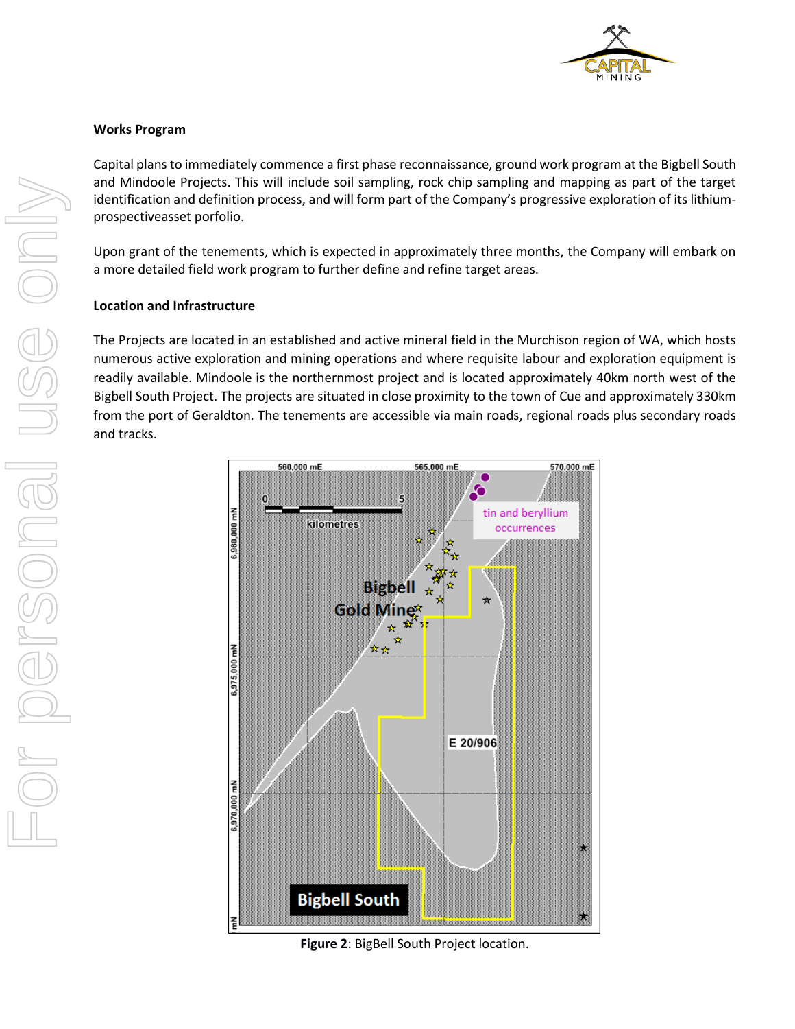## Works Program

Capital plans to immediately commence a first phase reconnaissance, ground work program at the Bigbell South and Mindoole Projects. This will include soil sampling, rock chip sampling and mapping as part of the target identification and definition process, and will form part of the Company's progressive exploration of its lithium-prospectiveasset porfolio.

Upon grant of the tenements, which is expected in approximately three months, the Company will embark on a more detailed field work program to further define and refine target areas.

## Location and Infrastructure

The Projects are located in an established and active mineral field in the Murchison region of WA, which hosts numerous active exploration and mining operations and where requisite labour and exploration equipment is readily available. Mindoole is the northernmost project and is located approximately 40km north west of the Bigbell South Project. The projects are situated in close proximity to the town of Cue and approximately 330km from the port of Geraldton. The tenements are accessible via main roads, regional roads plus secondary roads and tracks.

**Figure 2**: BigBell South Project location.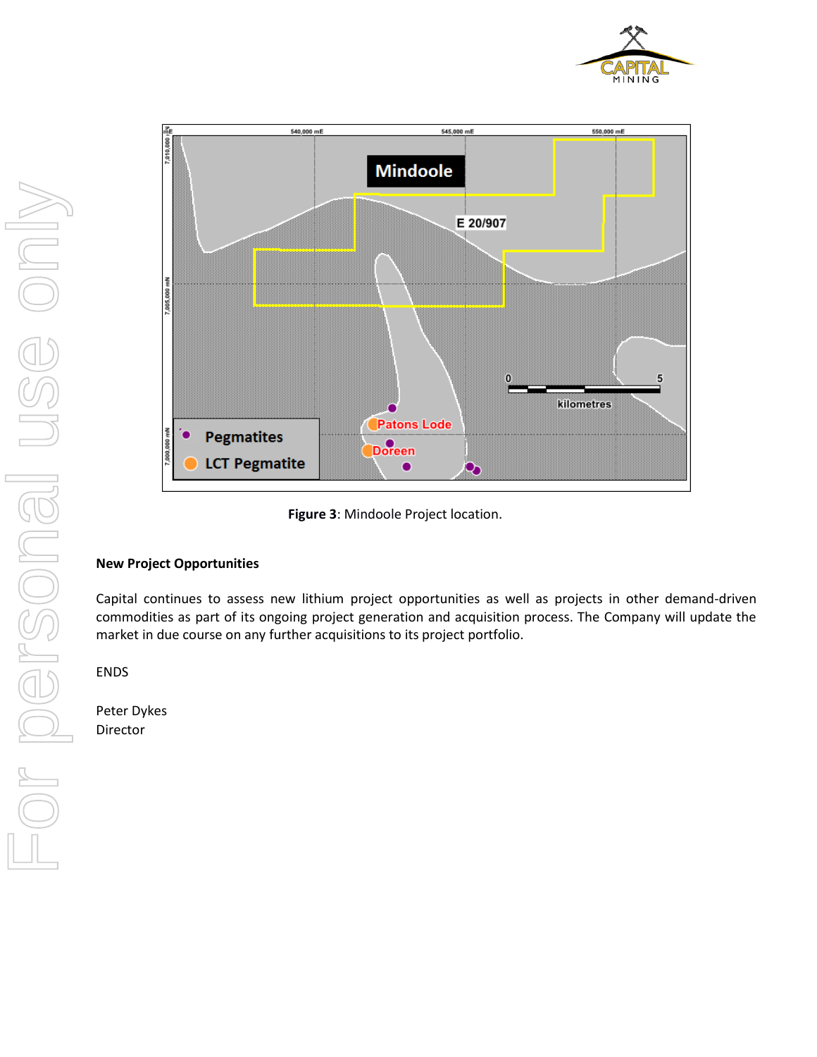Mindoole

E 20/907

540,000 mE

545,000 mE

550,000 mE

7,010,000 mN

7,005,000 mN

7,000,000 mN

0

5

kilometres

Patons Lode

Doreen

Pegmatites

LCT Pegmatite

**Figure 3**: Mindoole Project location.

**New Project Opportunities**

Capital continues to assess new lithium project opportunities as well as projects in other demand-driven commodities as part of its ongoing project generation and acquisition process. The Company will update the market in due course on any further acquisitions to its project portfolio.

ENDS

Peter Dykes
Director